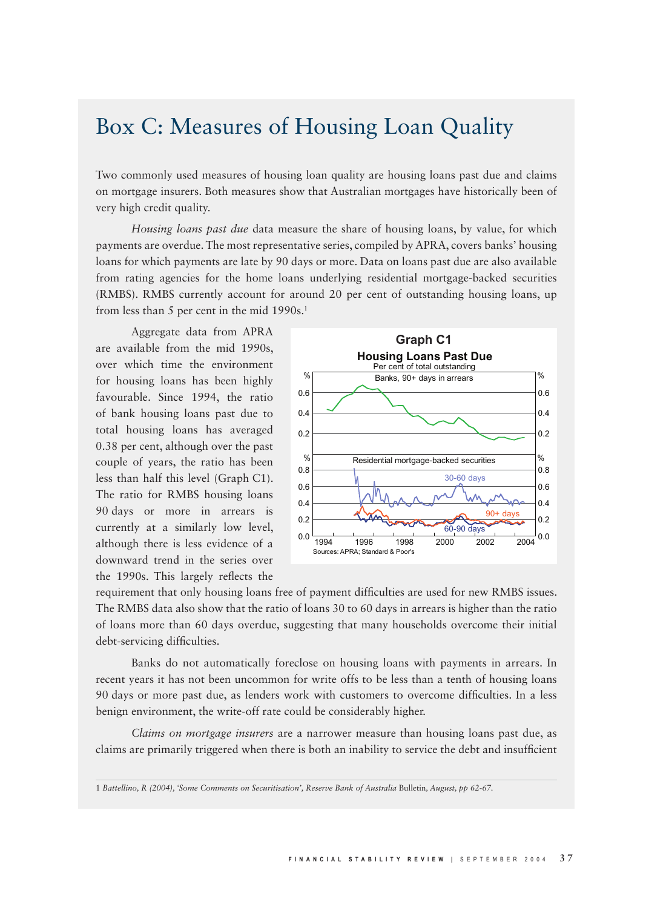# Box C: Measures of Housing Loan Quality

Two commonly used measures of housing loan quality are housing loans past due and claims on mortgage insurers. Both measures show that Australian mortgages have historically been of very high credit quality.

*Housing loans past due* data measure the share of housing loans, by value, for which payments are overdue. The most representative series, compiled by APRA, covers banks' housing loans for which payments are late by 90 days or more. Data on loans past due are also available from rating agencies for the home loans underlying residential mortgage-backed securities (RMBS). RMBS currently account for around 20 per cent of outstanding housing loans, up from less than 5 per cent in the mid 1990s.[1]

Aggregate data from APRA are available from the mid 1990s, over which time the environment for housing loans has been highly favourable. Since 1994, the ratio of bank housing loans past due to total housing loans has averaged 0.38 per cent, although over the past couple of years, the ratio has been less than half this level (Graph C1). The ratio for RMBS housing loans 90 days or more in arrears is currently at a similarly low level, although there is less evidence of a downward trend in the series over the 1990s. This largely reflects the requirement that only housing loans free of payment difficulties are used for new RMBS issues. The RMBS data also show that the ratio of loans 30 to 60 days in arrears is higher than the ratio of loans more than 60 days overdue, suggesting that many households overcome their initial debt-servicing difficulties.

**Graph C1**
**Housing Loans Past Due**
Per cent of total outstanding

Sources: APRA; Standard & Poor's

Banks do not automatically foreclose on housing loans with payments in arrears. In recent years it has not been uncommon for write offs to be less than a tenth of housing loans 90 days or more past due, as lenders work with customers to overcome difficulties. In a less benign environment, the write-off rate could be considerably higher.

*Claims on mortgage insurers* are a narrower measure than housing loans past due, as claims are primarily triggered when there is both an inability to service the debt and insufficient

1 *Battellino, R (2004), 'Some Comments on Securitisation', Reserve Bank of Australia* Bulletin, *August, pp 62-67.*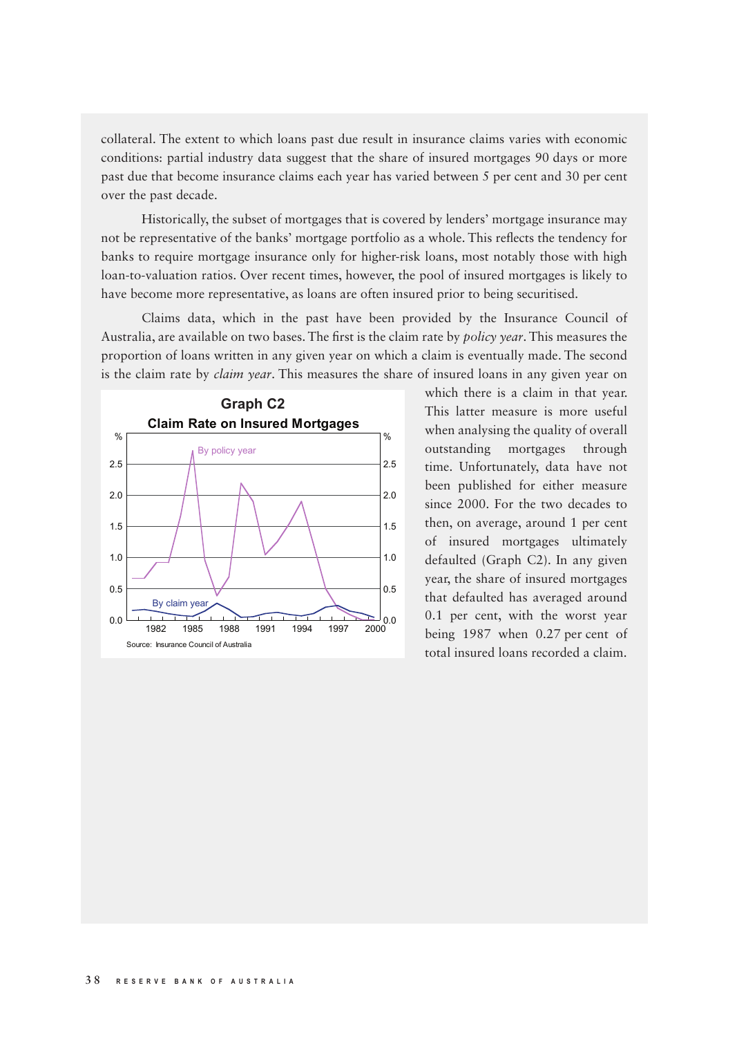collateral. The extent to which loans past due result in insurance claims varies with economic conditions: partial industry data suggest that the share of insured mortgages 90 days or more past due that become insurance claims each year has varied between 5 per cent and 30 per cent over the past decade.

Historically, the subset of mortgages that is covered by lenders' mortgage insurance may not be representative of the banks' mortgage portfolio as a whole. This reflects the tendency for banks to require mortgage insurance only for higher-risk loans, most notably those with high loan-to-valuation ratios. Over recent times, however, the pool of insured mortgages is likely to have become more representative, as loans are often insured prior to being securitised.

Claims data, which in the past have been provided by the Insurance Council of Australia, are available on two bases. The first is the claim rate by *policy year*. This measures the proportion of loans written in any given year on which a claim is eventually made. The second is the claim rate by *claim year*. This measures the share of insured loans in any given year on which there is a claim in that year. This latter measure is more useful when analysing the quality of overall outstanding mortgages through time. Unfortunately, data have not been published for either measure since 2000. For the two decades to then, on average, around 1 per cent of insured mortgages ultimately defaulted (Graph C2). In any given year, the share of insured mortgages that defaulted has averaged around 0.1 per cent, with the worst year being 1987 when 0.27 per cent of total insured loans recorded a claim.

**Graph C2**
**Claim Rate on Insured Mortgages**

%
2.5
2.0
1.5
1.0
0.5
0.0

By policy year
By claim year

1982 1985 1988 1991 1994 1997 2000

Source: Insurance Council of Australia